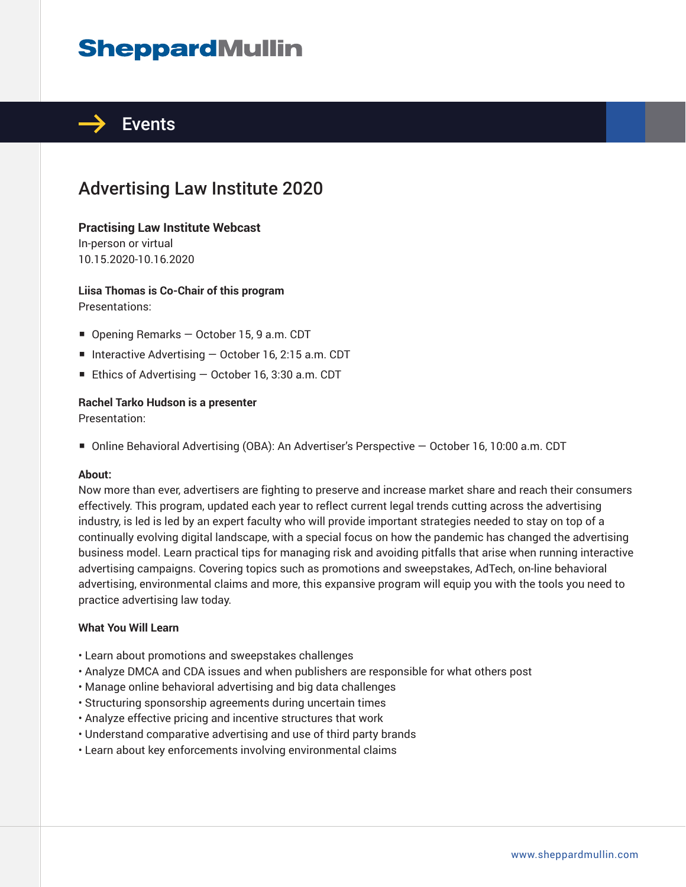# SheppardMullin

## Events

# Advertising Law Institute 2020

**Practising Law Institute Webcast**
In-person or virtual
10.15.2020-10.16.2020

**Liisa Thomas is Co-Chair of this program**
Presentations:

- Opening Remarks — October 15, 9 a.m. CDT
- Interactive Advertising — October 16, 2:15 a.m. CDT
- Ethics of Advertising — October 16, 3:30 a.m. CDT

**Rachel Tarko Hudson is a presenter**
Presentation:

- Online Behavioral Advertising (OBA): An Advertiser's Perspective — October 16, 10:00 a.m. CDT

**About:**
Now more than ever, advertisers are fighting to preserve and increase market share and reach their consumers effectively. This program, updated each year to reflect current legal trends cutting across the advertising industry, is led is led by an expert faculty who will provide important strategies needed to stay on top of a continually evolving digital landscape, with a special focus on how the pandemic has changed the advertising business model. Learn practical tips for managing risk and avoiding pitfalls that arise when running interactive advertising campaigns. Covering topics such as promotions and sweepstakes, AdTech, on-line behavioral advertising, environmental claims and more, this expansive program will equip you with the tools you need to practice advertising law today.

**What You Will Learn**

- Learn about promotions and sweepstakes challenges
- Analyze DMCA and CDA issues and when publishers are responsible for what others post
- Manage online behavioral advertising and big data challenges
- Structuring sponsorship agreements during uncertain times
- Analyze effective pricing and incentive structures that work
- Understand comparative advertising and use of third party brands
- Learn about key enforcements involving environmental claims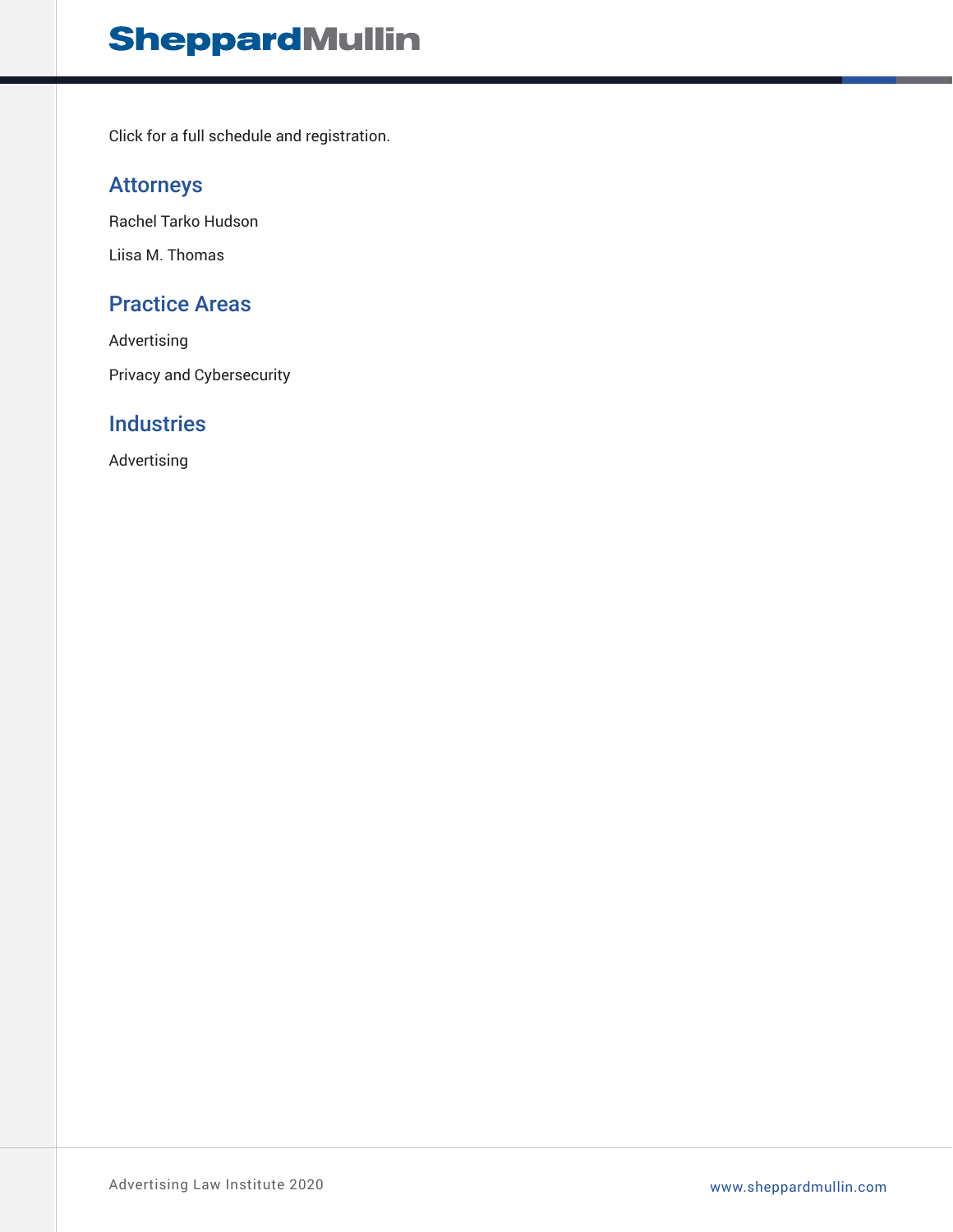Click for a full schedule and registration.

## Attorneys

Rachel Tarko Hudson

Liisa M. Thomas

## Practice Areas

Advertising

Privacy and Cybersecurity

## Industries

Advertising